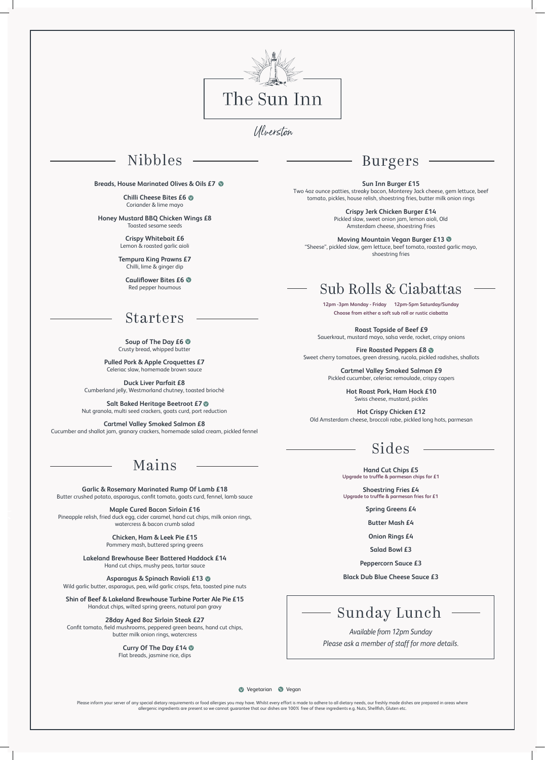# The Sun Inn

*Ulverston*

## Nibbles

**Breads, House Marinated Olives & Oils £7** (V)

**Chilli Cheese Bites £6** (V)
Coriander & lime mayo

**Honey Mustard BBQ Chicken Wings £8**
Toasted sesame seeds

**Crispy Whitebait £6**
Lemon & roasted garlic aioli

**Tempura King Prawns £7**
Chilli, lime & ginger dip

**Cauliflower Bites £6** (V)
Red pepper houmous

## Starters

**Soup of The Day £6** (V)
Crusty bread, whipped butter

**Pulled Pork & Apple Croquettes £7**
Celeriac slaw, homemade brown sauce

**Duck Liver Parfait £8**
Cumberland jelly, Westmorland chutney, toasted brioché

**Salt Baked Heritage Beetroot £7** (V)
Nut granola, multi seed crackers, goats curd, port reduction

**Cartmel Valley Smoked Salmon £8**
Cucumber and shallot jam, granary crackers, homemade salad cream, pickled fennel

## Mains

**Garlic & Rosemary Marinated Rump Of Lamb £18**
Butter crushed potato, asparagus, confit tomato, goats curd, fennel, lamb sauce

**Maple Cured Bacon Sirloin £16**
Pineapple relish, fried duck egg, cider caramel, hand cut chips, milk onion rings, watercress & bacon crumb salad

**Chicken, Ham & Leek Pie £15**
Pommery mash, buttered spring greens

**Lakeland Brewhouse Beer Battered Haddock £14**
Hand cut chips, mushy peas, tartar sauce

**Asparagus & Spinach Ravioli £13** (V)
Wild garlic butter, asparagus, pea, wild garlic crisps, feta, toasted pine nuts

**Shin of Beef & Lakeland Brewhouse Turbine Porter Ale Pie £15**
Handcut chips, wilted spring greens, natural pan gravy

**28day Aged 8oz Sirloin Steak £27**
Confit tomato, field mushrooms, peppered green beans, hand cut chips, butter milk onion rings, watercress

**Curry Of The Day £14** (V)
Flat breads, jasmine rice, dips

## Burgers

**Sun Inn Burger £15**
Two 4oz ounce patties, streaky bacon, Monterey Jack cheese, gem lettuce, beef tomato, pickles, house relish, shoestring fries, butter milk onion rings

**Crispy Jerk Chicken Burger £14**
Pickled slaw, sweet onion jam, lemon aioli, Old Amsterdam cheese, shoestring Fries

**Moving Mountain Vegan Burger £13** (V)
"Sheese", pickled slaw, gem lettuce, beef tomato, roasted garlic mayo, shoestring fries

## Sub Rolls & Ciabattas

**12pm -3pm Monday - Friday    12pm-5pm Saturday/Sunday**
**Choose from either a soft sub roll or rustic ciabatta**

**Roast Topside of Beef £9**
Sauerkraut, mustard mayo, salsa verde, rocket, crispy onions

**Fire Roasted Peppers £8** (V)
Sweet cherry tomatoes, green dressing, rucola, pickled radishes, shallots

**Cartmel Valley Smoked Salmon £9**
Pickled cucumber, celeriac remoulade, crispy capers

**Hot Roast Pork, Ham Hock £10**
Swiss cheese, mustard, pickles

**Hot Crispy Chicken £12**
Old Amsterdam cheese, broccoli rabe, pickled long hots, parmesan

## Sides

**Hand Cut Chips £5**
**Upgrade to truffle & parmesan chips for £1**

**Shoestring Fries £4**
**Upgrade to truffle & parmesan fries for £1**

**Spring Greens £4**

**Butter Mash £4**

**Onion Rings £4**

**Salad Bowl £3**

**Peppercorn Sauce £3**

**Black Dub Blue Cheese Sauce £3**

## Sunday Lunch

*Available from 12pm Sunday*
*Please ask a member of staff for more details.*

(V) Vegetarian (V) Vegan

Please inform your server of any special dietary requirements or food allergies you may have. Whilst every effort is made to adhere to all dietary needs, our freshly made dishes are prepared in areas where allergenic ingredients are present so we cannot guarantee that our dishes are 100% free of these ingredients e.g. Nuts, Shellfish, Gluten etc.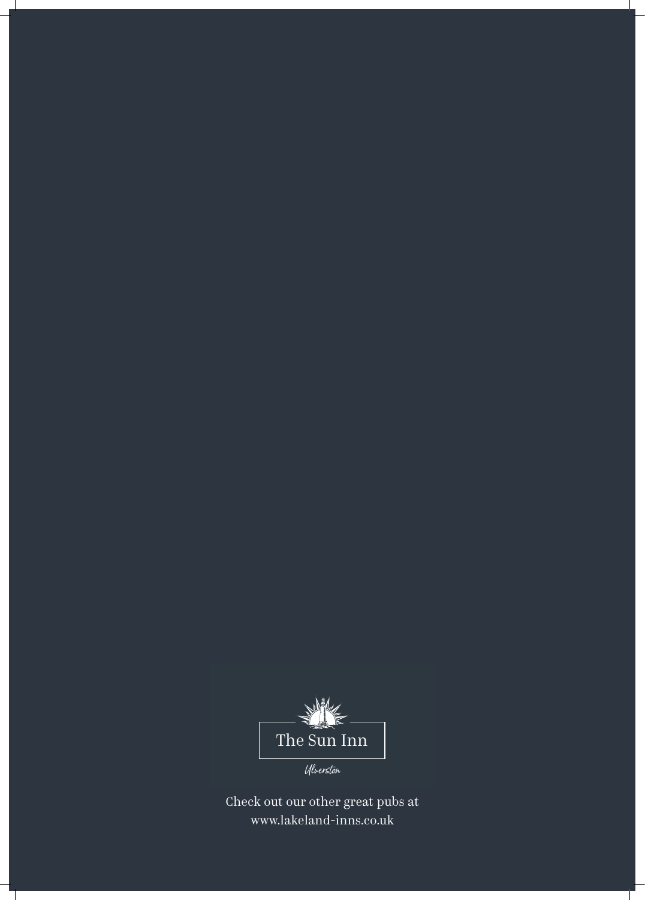The Sun Inn

Ulverston

Check out our other great pubs at
www.lakeland-inns.co.uk